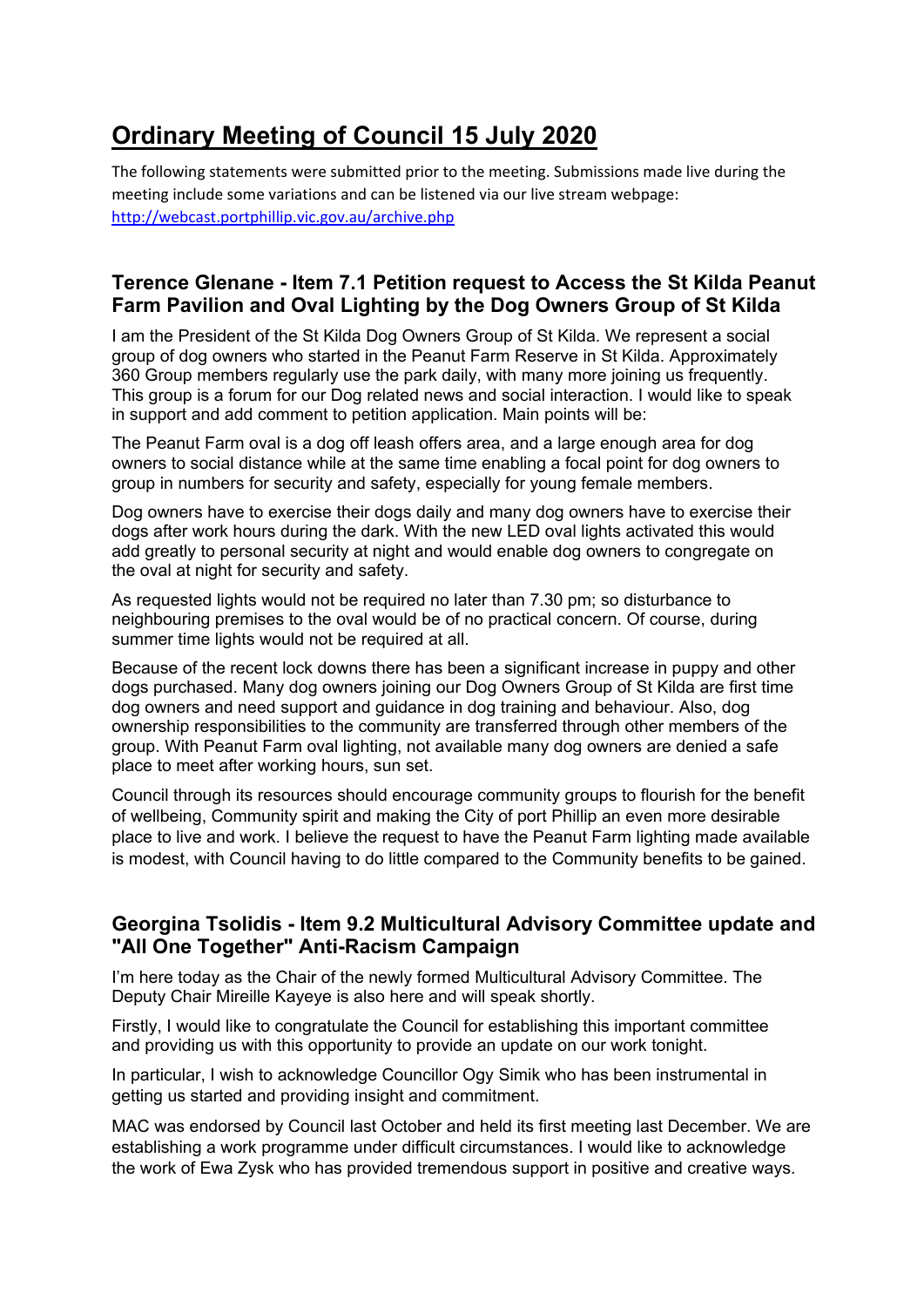# Ordinary Meeting of Council 15 July 2020

The following statements were submitted prior to the meeting. Submissions made live during the meeting include some variations and can be listened via our live stream webpage: http://webcast.portphillip.vic.gov.au/archive.php

## Terence Glenane - Item 7.1 Petition request to Access the St Kilda Peanut Farm Pavilion and Oval Lighting by the Dog Owners Group of St Kilda

I am the President of the St Kilda Dog Owners Group of St Kilda. We represent a social group of dog owners who started in the Peanut Farm Reserve in St Kilda. Approximately 360 Group members regularly use the park daily, with many more joining us frequently. This group is a forum for our Dog related news and social interaction. I would like to speak in support and add comment to petition application. Main points will be:

The Peanut Farm oval is a dog off leash offers area, and a large enough area for dog owners to social distance while at the same time enabling a focal point for dog owners to group in numbers for security and safety, especially for young female members.

Dog owners have to exercise their dogs daily and many dog owners have to exercise their dogs after work hours during the dark. With the new LED oval lights activated this would add greatly to personal security at night and would enable dog owners to congregate on the oval at night for security and safety.

As requested lights would not be required no later than 7.30 pm; so disturbance to neighbouring premises to the oval would be of no practical concern. Of course, during summer time lights would not be required at all.

Because of the recent lock downs there has been a significant increase in puppy and other dogs purchased. Many dog owners joining our Dog Owners Group of St Kilda are first time dog owners and need support and guidance in dog training and behaviour. Also, dog ownership responsibilities to the community are transferred through other members of the group. With Peanut Farm oval lighting, not available many dog owners are denied a safe place to meet after working hours, sun set.

Council through its resources should encourage community groups to flourish for the benefit of wellbeing, Community spirit and making the City of port Phillip an even more desirable place to live and work. I believe the request to have the Peanut Farm lighting made available is modest, with Council having to do little compared to the Community benefits to be gained.

## Georgina Tsolidis - Item 9.2 Multicultural Advisory Committee update and "All One Together" Anti-Racism Campaign

I'm here today as the Chair of the newly formed Multicultural Advisory Committee. The Deputy Chair Mireille Kayeye is also here and will speak shortly.

Firstly, I would like to congratulate the Council for establishing this important committee and providing us with this opportunity to provide an update on our work tonight.

In particular, I wish to acknowledge Councillor Ogy Simik who has been instrumental in getting us started and providing insight and commitment.

MAC was endorsed by Council last October and held its first meeting last December. We are establishing a work programme under difficult circumstances. I would like to acknowledge the work of Ewa Zysk who has provided tremendous support in positive and creative ways.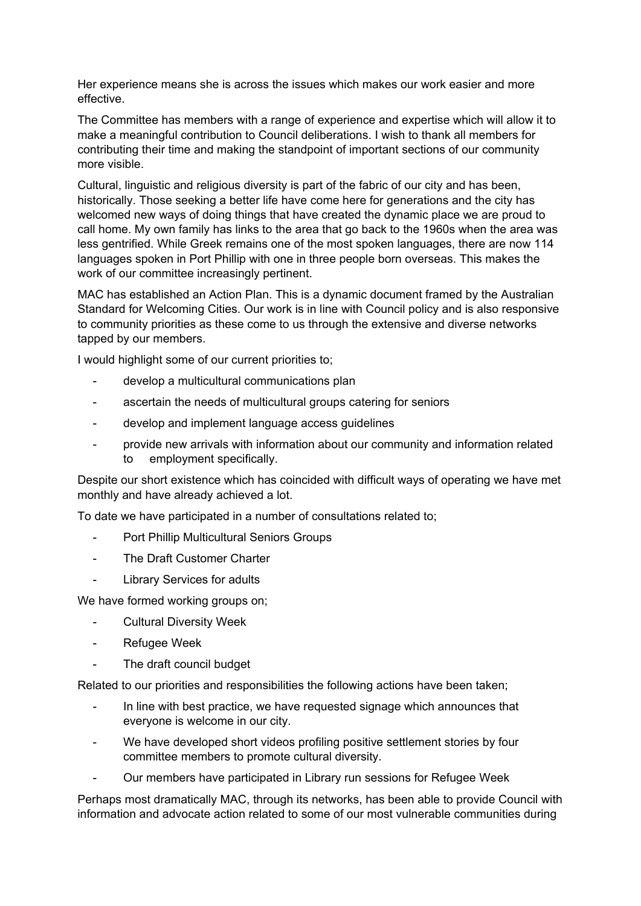Her experience means she is across the issues which makes our work easier and more effective.

The Committee has members with a range of experience and expertise which will allow it to make a meaningful contribution to Council deliberations. I wish to thank all members for contributing their time and making the standpoint of important sections of our community more visible.

Cultural, linguistic and religious diversity is part of the fabric of our city and has been, historically. Those seeking a better life have come here for generations and the city has welcomed new ways of doing things that have created the dynamic place we are proud to call home. My own family has links to the area that go back to the 1960s when the area was less gentrified. While Greek remains one of the most spoken languages, there are now 114 languages spoken in Port Phillip with one in three people born overseas. This makes the work of our committee increasingly pertinent.

MAC has established an Action Plan. This is a dynamic document framed by the Australian Standard for Welcoming Cities. Our work is in line with Council policy and is also responsive to community priorities as these come to us through the extensive and diverse networks tapped by our members.

I would highlight some of our current priorities to;

- develop a multicultural communications plan
- ascertain the needs of multicultural groups catering for seniors
- develop and implement language access guidelines
- provide new arrivals with information about our community and information related to employment specifically.

Despite our short existence which has coincided with difficult ways of operating we have met monthly and have already achieved a lot.

To date we have participated in a number of consultations related to;

- Port Phillip Multicultural Seniors Groups
- The Draft Customer Charter
- Library Services for adults

We have formed working groups on;

- Cultural Diversity Week
- Refugee Week
- The draft council budget

Related to our priorities and responsibilities the following actions have been taken;

- In line with best practice, we have requested signage which announces that everyone is welcome in our city.
- We have developed short videos profiling positive settlement stories by four committee members to promote cultural diversity.
- Our members have participated in Library run sessions for Refugee Week

Perhaps most dramatically MAC, through its networks, has been able to provide Council with information and advocate action related to some of our most vulnerable communities during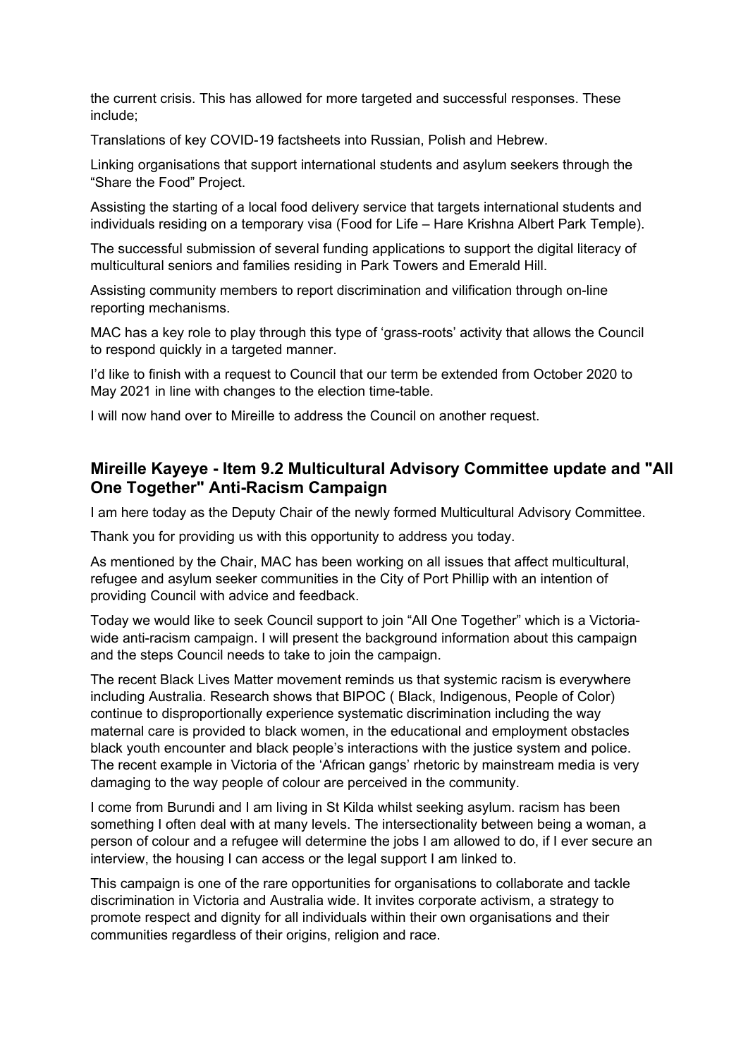the current crisis. This has allowed for more targeted and successful responses. These include;

Translations of key COVID-19 factsheets into Russian, Polish and Hebrew.

Linking organisations that support international students and asylum seekers through the "Share the Food" Project.

Assisting the starting of a local food delivery service that targets international students and individuals residing on a temporary visa (Food for Life – Hare Krishna Albert Park Temple).

The successful submission of several funding applications to support the digital literacy of multicultural seniors and families residing in Park Towers and Emerald Hill.

Assisting community members to report discrimination and vilification through on-line reporting mechanisms.

MAC has a key role to play through this type of 'grass-roots' activity that allows the Council to respond quickly in a targeted manner.

I'd like to finish with a request to Council that our term be extended from October 2020 to May 2021 in line with changes to the election time-table.

I will now hand over to Mireille to address the Council on another request.

## Mireille Kayeye - Item 9.2 Multicultural Advisory Committee update and "All One Together" Anti-Racism Campaign

I am here today as the Deputy Chair of the newly formed Multicultural Advisory Committee.

Thank you for providing us with this opportunity to address you today.

As mentioned by the Chair, MAC has been working on all issues that affect multicultural, refugee and asylum seeker communities in the City of Port Phillip with an intention of providing Council with advice and feedback.

Today we would like to seek Council support to join "All One Together" which is a Victoria-wide anti-racism campaign. I will present the background information about this campaign and the steps Council needs to take to join the campaign.

The recent Black Lives Matter movement reminds us that systemic racism is everywhere including Australia. Research shows that BIPOC ( Black, Indigenous, People of Color) continue to disproportionally experience systematic discrimination including the way maternal care is provided to black women, in the educational and employment obstacles black youth encounter and black people's interactions with the justice system and police. The recent example in Victoria of the 'African gangs' rhetoric by mainstream media is very damaging to the way people of colour are perceived in the community.

I come from Burundi and I am living in St Kilda whilst seeking asylum. racism has been something I often deal with at many levels. The intersectionality between being a woman, a person of colour and a refugee will determine the jobs I am allowed to do, if I ever secure an interview, the housing I can access or the legal support I am linked to.

This campaign is one of the rare opportunities for organisations to collaborate and tackle discrimination in Victoria and Australia wide. It invites corporate activism, a strategy to promote respect and dignity for all individuals within their own organisations and their communities regardless of their origins, religion and race.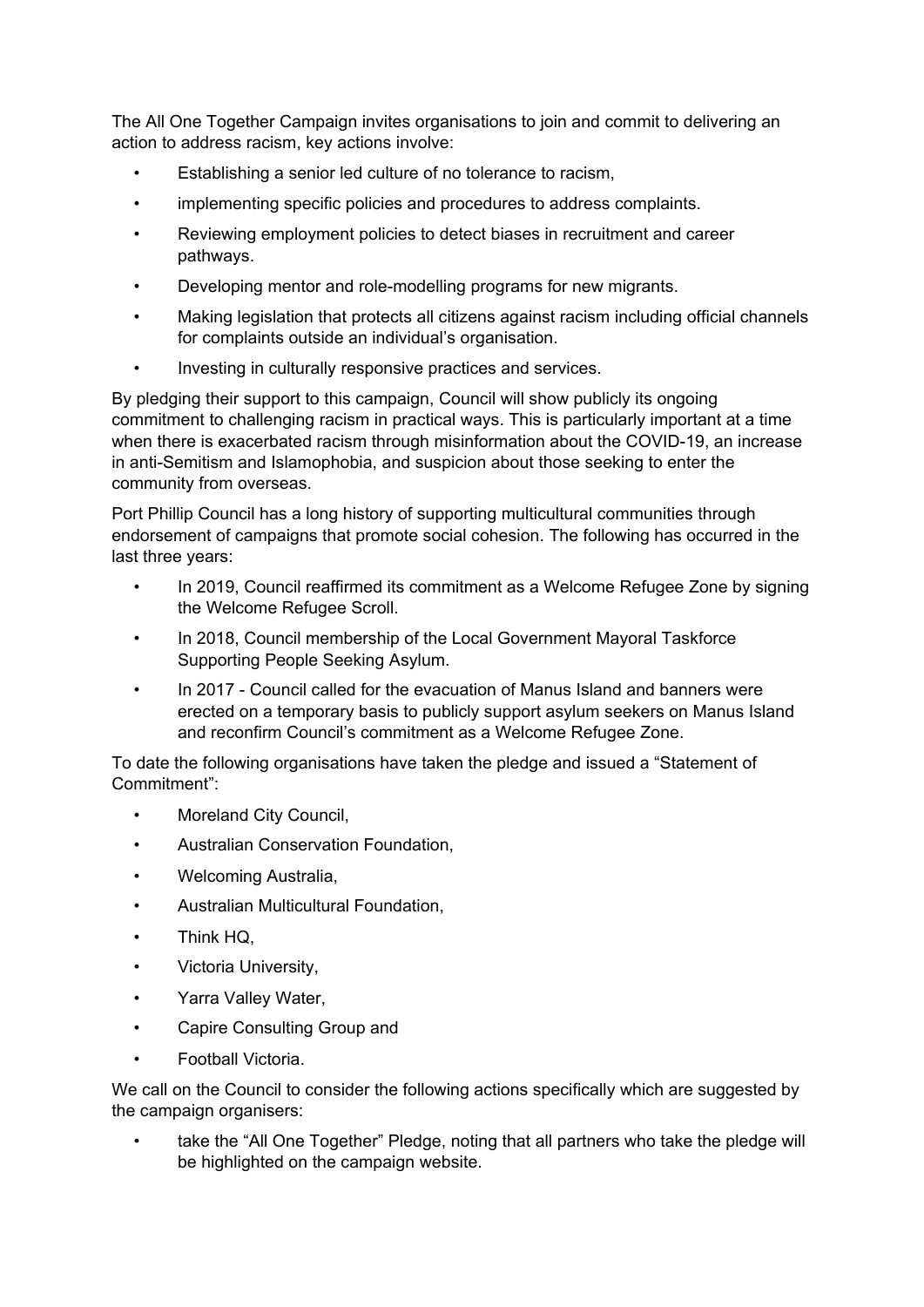The All One Together Campaign invites organisations to join and commit to delivering an action to address racism, key actions involve:

- Establishing a senior led culture of no tolerance to racism,
- implementing specific policies and procedures to address complaints.
- Reviewing employment policies to detect biases in recruitment and career pathways.
- Developing mentor and role-modelling programs for new migrants.
- Making legislation that protects all citizens against racism including official channels for complaints outside an individual's organisation.
- Investing in culturally responsive practices and services.

By pledging their support to this campaign, Council will show publicly its ongoing commitment to challenging racism in practical ways. This is particularly important at a time when there is exacerbated racism through misinformation about the COVID-19, an increase in anti-Semitism and Islamophobia, and suspicion about those seeking to enter the community from overseas.

Port Phillip Council has a long history of supporting multicultural communities through endorsement of campaigns that promote social cohesion. The following has occurred in the last three years:

- In 2019, Council reaffirmed its commitment as a Welcome Refugee Zone by signing the Welcome Refugee Scroll.
- In 2018, Council membership of the Local Government Mayoral Taskforce Supporting People Seeking Asylum.
- In 2017 - Council called for the evacuation of Manus Island and banners were erected on a temporary basis to publicly support asylum seekers on Manus Island and reconfirm Council's commitment as a Welcome Refugee Zone.

To date the following organisations have taken the pledge and issued a "Statement of Commitment":

- Moreland City Council,
- Australian Conservation Foundation,
- Welcoming Australia,
- Australian Multicultural Foundation,
- Think HQ,
- Victoria University,
- Yarra Valley Water,
- Capire Consulting Group and
- Football Victoria.

We call on the Council to consider the following actions specifically which are suggested by the campaign organisers:

- take the "All One Together" Pledge, noting that all partners who take the pledge will be highlighted on the campaign website.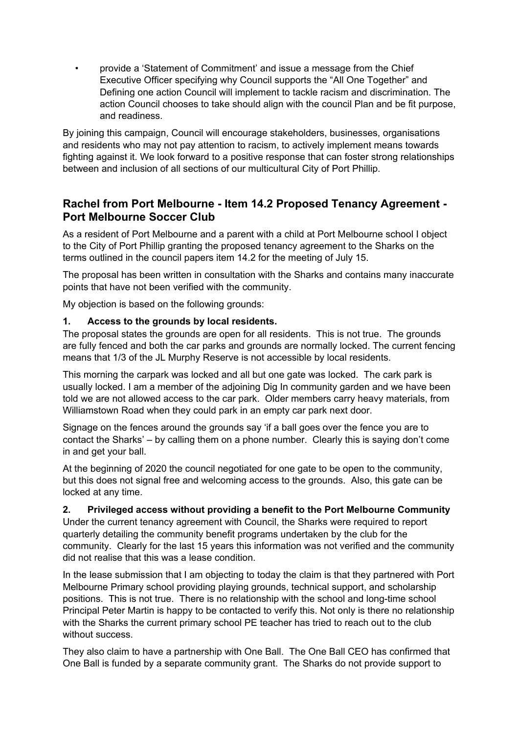- provide a 'Statement of Commitment' and issue a message from the Chief Executive Officer specifying why Council supports the "All One Together" and Defining one action Council will implement to tackle racism and discrimination. The action Council chooses to take should align with the council Plan and be fit purpose, and readiness.

By joining this campaign, Council will encourage stakeholders, businesses, organisations and residents who may not pay attention to racism, to actively implement means towards fighting against it. We look forward to a positive response that can foster strong relationships between and inclusion of all sections of our multicultural City of Port Phillip.

## Rachel from Port Melbourne - Item 14.2 Proposed Tenancy Agreement - Port Melbourne Soccer Club

As a resident of Port Melbourne and a parent with a child at Port Melbourne school I object to the City of Port Phillip granting the proposed tenancy agreement to the Sharks on the terms outlined in the council papers item 14.2 for the meeting of July 15.

The proposal has been written in consultation with the Sharks and contains many inaccurate points that have not been verified with the community.

My objection is based on the following grounds:

**1. Access to the grounds by local residents.**

The proposal states the grounds are open for all residents. This is not true. The grounds are fully fenced and both the car parks and grounds are normally locked. The current fencing means that 1/3 of the JL Murphy Reserve is not accessible by local residents.

This morning the carpark was locked and all but one gate was locked. The cark park is usually locked. I am a member of the adjoining Dig In community garden and we have been told we are not allowed access to the car park. Older members carry heavy materials, from Williamstown Road when they could park in an empty car park next door.

Signage on the fences around the grounds say 'if a ball goes over the fence you are to contact the Sharks' – by calling them on a phone number. Clearly this is saying don't come in and get your ball.

At the beginning of 2020 the council negotiated for one gate to be open to the community, but this does not signal free and welcoming access to the grounds. Also, this gate can be locked at any time.

**2. Privileged access without providing a benefit to the Port Melbourne Community**

Under the current tenancy agreement with Council, the Sharks were required to report quarterly detailing the community benefit programs undertaken by the club for the community. Clearly for the last 15 years this information was not verified and the community did not realise that this was a lease condition.

In the lease submission that I am objecting to today the claim is that they partnered with Port Melbourne Primary school providing playing grounds, technical support, and scholarship positions. This is not true. There is no relationship with the school and long-time school Principal Peter Martin is happy to be contacted to verify this. Not only is there no relationship with the Sharks the current primary school PE teacher has tried to reach out to the club without success.

They also claim to have a partnership with One Ball. The One Ball CEO has confirmed that One Ball is funded by a separate community grant. The Sharks do not provide support to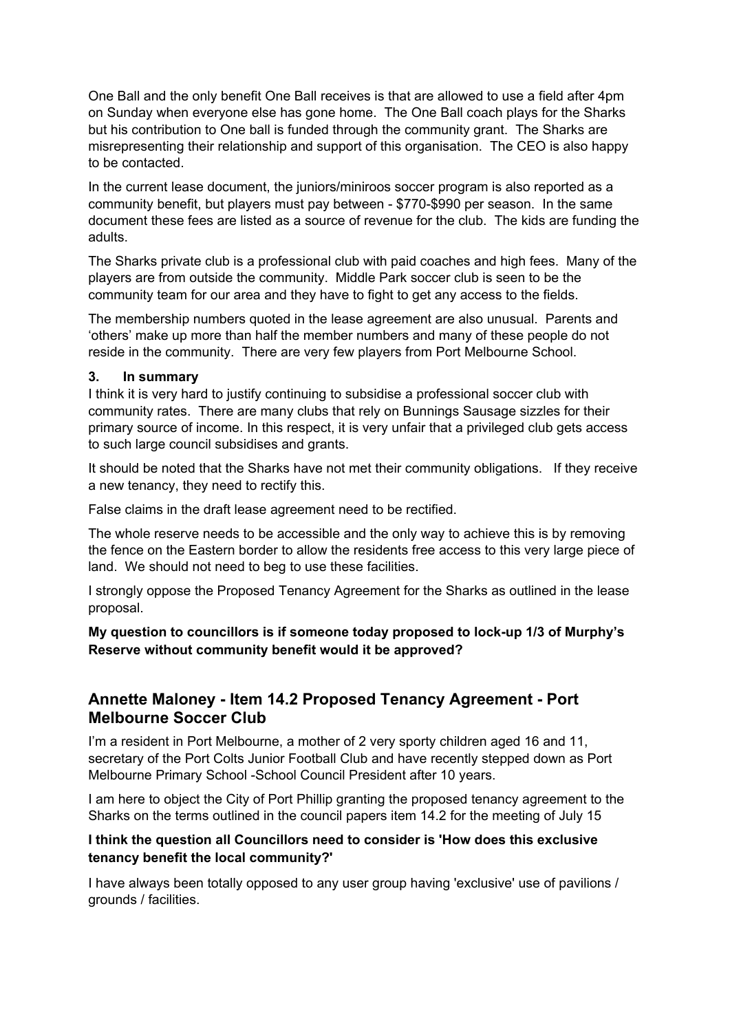One Ball and the only benefit One Ball receives is that are allowed to use a field after 4pm on Sunday when everyone else has gone home. The One Ball coach plays for the Sharks but his contribution to One ball is funded through the community grant. The Sharks are misrepresenting their relationship and support of this organisation. The CEO is also happy to be contacted.

In the current lease document, the juniors/miniroos soccer program is also reported as a community benefit, but players must pay between - $770-$990 per season. In the same document these fees are listed as a source of revenue for the club. The kids are funding the adults.

The Sharks private club is a professional club with paid coaches and high fees. Many of the players are from outside the community. Middle Park soccer club is seen to be the community team for our area and they have to fight to get any access to the fields.

The membership numbers quoted in the lease agreement are also unusual. Parents and 'others' make up more than half the member numbers and many of these people do not reside in the community. There are very few players from Port Melbourne School.

**3. In summary**

I think it is very hard to justify continuing to subsidise a professional soccer club with community rates. There are many clubs that rely on Bunnings Sausage sizzles for their primary source of income. In this respect, it is very unfair that a privileged club gets access to such large council subsidises and grants.

It should be noted that the Sharks have not met their community obligations. If they receive a new tenancy, they need to rectify this.

False claims in the draft lease agreement need to be rectified.

The whole reserve needs to be accessible and the only way to achieve this is by removing the fence on the Eastern border to allow the residents free access to this very large piece of land. We should not need to beg to use these facilities.

I strongly oppose the Proposed Tenancy Agreement for the Sharks as outlined in the lease proposal.

**My question to councillors is if someone today proposed to lock-up 1/3 of Murphy's Reserve without community benefit would it be approved?**

## Annette Maloney - Item 14.2 Proposed Tenancy Agreement - Port Melbourne Soccer Club

I'm a resident in Port Melbourne, a mother of 2 very sporty children aged 16 and 11, secretary of the Port Colts Junior Football Club and have recently stepped down as Port Melbourne Primary School -School Council President after 10 years.

I am here to object the City of Port Phillip granting the proposed tenancy agreement to the Sharks on the terms outlined in the council papers item 14.2 for the meeting of July 15

**I think the question all Councillors need to consider is 'How does this exclusive tenancy benefit the local community?'**

I have always been totally opposed to any user group having 'exclusive' use of pavilions / grounds / facilities.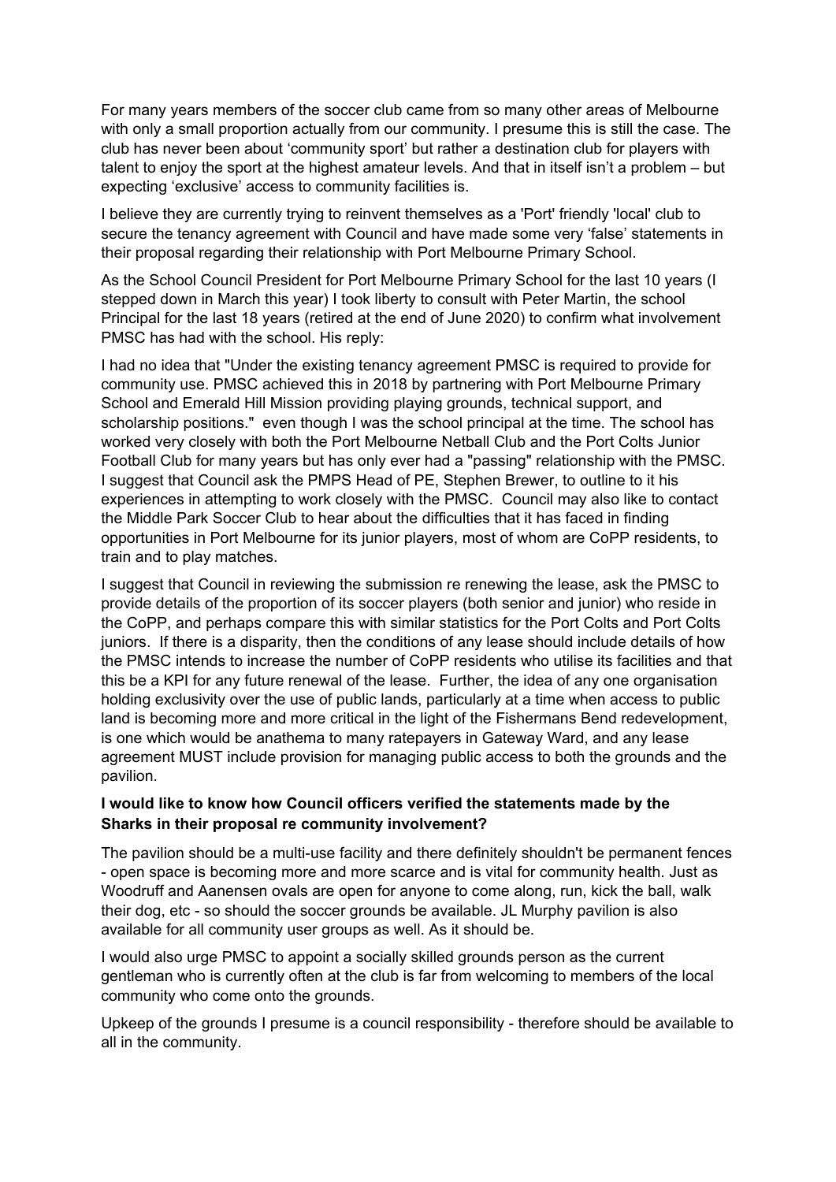For many years members of the soccer club came from so many other areas of Melbourne with only a small proportion actually from our community. I presume this is still the case. The club has never been about 'community sport' but rather a destination club for players with talent to enjoy the sport at the highest amateur levels. And that in itself isn't a problem – but expecting 'exclusive' access to community facilities is.

I believe they are currently trying to reinvent themselves as a 'Port' friendly 'local' club to secure the tenancy agreement with Council and have made some very 'false' statements in their proposal regarding their relationship with Port Melbourne Primary School.

As the School Council President for Port Melbourne Primary School for the last 10 years (I stepped down in March this year) I took liberty to consult with Peter Martin, the school Principal for the last 18 years (retired at the end of June 2020) to confirm what involvement PMSC has had with the school. His reply:

I had no idea that "Under the existing tenancy agreement PMSC is required to provide for community use. PMSC achieved this in 2018 by partnering with Port Melbourne Primary School and Emerald Hill Mission providing playing grounds, technical support, and scholarship positions." even though I was the school principal at the time. The school has worked very closely with both the Port Melbourne Netball Club and the Port Colts Junior Football Club for many years but has only ever had a "passing" relationship with the PMSC. I suggest that Council ask the PMPS Head of PE, Stephen Brewer, to outline to it his experiences in attempting to work closely with the PMSC. Council may also like to contact the Middle Park Soccer Club to hear about the difficulties that it has faced in finding opportunities in Port Melbourne for its junior players, most of whom are CoPP residents, to train and to play matches.

I suggest that Council in reviewing the submission re renewing the lease, ask the PMSC to provide details of the proportion of its soccer players (both senior and junior) who reside in the CoPP, and perhaps compare this with similar statistics for the Port Colts and Port Colts juniors. If there is a disparity, then the conditions of any lease should include details of how the PMSC intends to increase the number of CoPP residents who utilise its facilities and that this be a KPI for any future renewal of the lease. Further, the idea of any one organisation holding exclusivity over the use of public lands, particularly at a time when access to public land is becoming more and more critical in the light of the Fishermans Bend redevelopment, is one which would be anathema to many ratepayers in Gateway Ward, and any lease agreement MUST include provision for managing public access to both the grounds and the pavilion.

**I would like to know how Council officers verified the statements made by the Sharks in their proposal re community involvement?**

The pavilion should be a multi-use facility and there definitely shouldn't be permanent fences - open space is becoming more and more scarce and is vital for community health. Just as Woodruff and Aanensen ovals are open for anyone to come along, run, kick the ball, walk their dog, etc - so should the soccer grounds be available. JL Murphy pavilion is also available for all community user groups as well. As it should be.

I would also urge PMSC to appoint a socially skilled grounds person as the current gentleman who is currently often at the club is far from welcoming to members of the local community who come onto the grounds.

Upkeep of the grounds I presume is a council responsibility - therefore should be available to all in the community.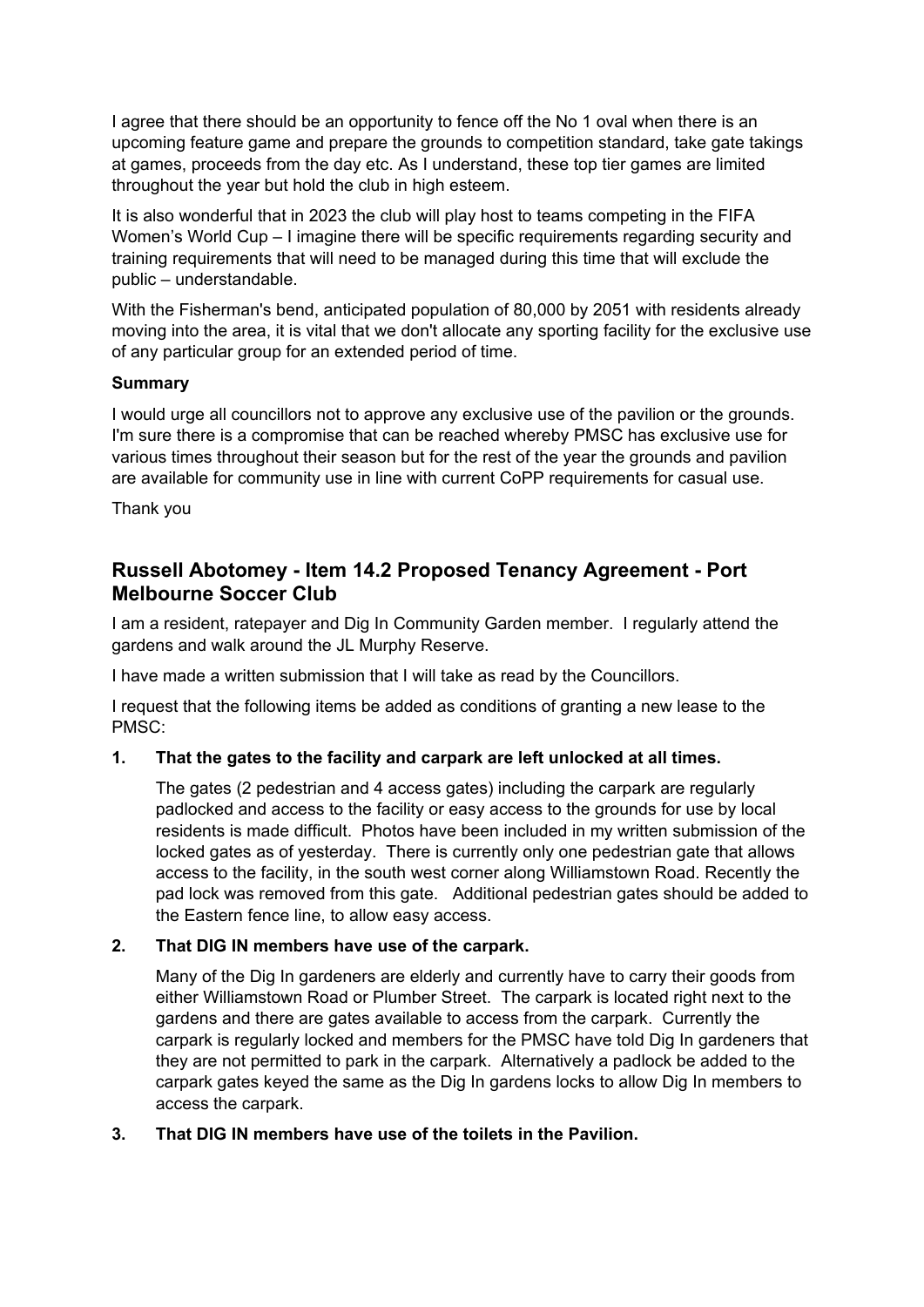I agree that there should be an opportunity to fence off the No 1 oval when there is an upcoming feature game and prepare the grounds to competition standard, take gate takings at games, proceeds from the day etc. As I understand, these top tier games are limited throughout the year but hold the club in high esteem.

It is also wonderful that in 2023 the club will play host to teams competing in the FIFA Women's World Cup – I imagine there will be specific requirements regarding security and training requirements that will need to be managed during this time that will exclude the public – understandable.

With the Fisherman's bend, anticipated population of 80,000 by 2051 with residents already moving into the area, it is vital that we don't allocate any sporting facility for the exclusive use of any particular group for an extended period of time.

**Summary**

I would urge all councillors not to approve any exclusive use of the pavilion or the grounds. I'm sure there is a compromise that can be reached whereby PMSC has exclusive use for various times throughout their season but for the rest of the year the grounds and pavilion are available for community use in line with current CoPP requirements for casual use.

Thank you

## Russell Abotomey - Item 14.2 Proposed Tenancy Agreement - Port Melbourne Soccer Club

I am a resident, ratepayer and Dig In Community Garden member. I regularly attend the gardens and walk around the JL Murphy Reserve.

I have made a written submission that I will take as read by the Councillors.

I request that the following items be added as conditions of granting a new lease to the PMSC:

1. **That the gates to the facility and carpark are left unlocked at all times.**

   The gates (2 pedestrian and 4 access gates) including the carpark are regularly padlocked and access to the facility or easy access to the grounds for use by local residents is made difficult. Photos have been included in my written submission of the locked gates as of yesterday. There is currently only one pedestrian gate that allows access to the facility, in the south west corner along Williamstown Road. Recently the pad lock was removed from this gate. Additional pedestrian gates should be added to the Eastern fence line, to allow easy access.

2. **That DIG IN members have use of the carpark.**

   Many of the Dig In gardeners are elderly and currently have to carry their goods from either Williamstown Road or Plumber Street. The carpark is located right next to the gardens and there are gates available to access from the carpark. Currently the carpark is regularly locked and members for the PMSC have told Dig In gardeners that they are not permitted to park in the carpark. Alternatively a padlock be added to the carpark gates keyed the same as the Dig In gardens locks to allow Dig In members to access the carpark.

3. **That DIG IN members have use of the toilets in the Pavilion.**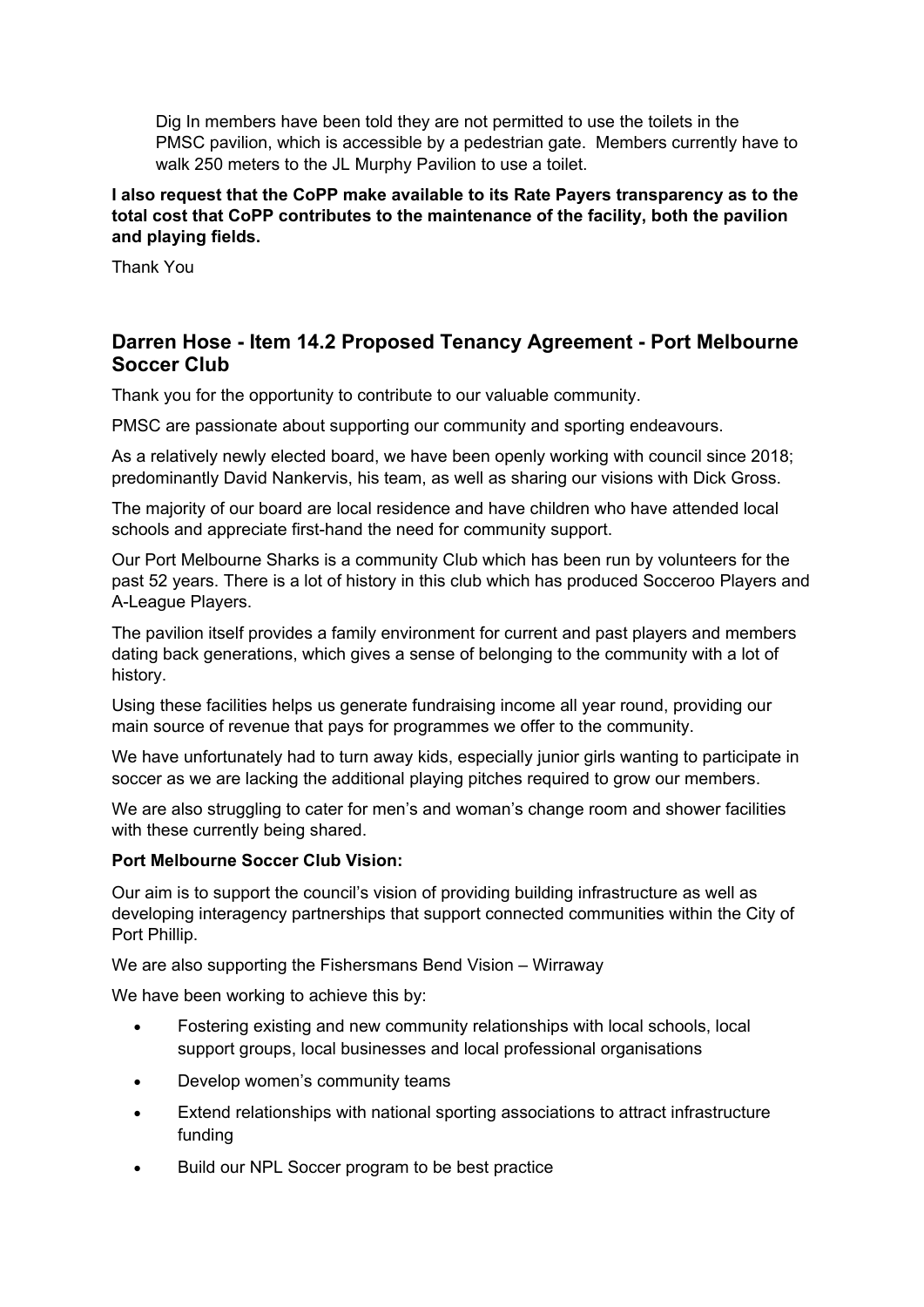Dig In members have been told they are not permitted to use the toilets in the PMSC pavilion, which is accessible by a pedestrian gate. Members currently have to walk 250 meters to the JL Murphy Pavilion to use a toilet.

**I also request that the CoPP make available to its Rate Payers transparency as to the total cost that CoPP contributes to the maintenance of the facility, both the pavilion and playing fields.**

Thank You

## Darren Hose - Item 14.2 Proposed Tenancy Agreement - Port Melbourne Soccer Club

Thank you for the opportunity to contribute to our valuable community.

PMSC are passionate about supporting our community and sporting endeavours.

As a relatively newly elected board, we have been openly working with council since 2018; predominantly David Nankervis, his team, as well as sharing our visions with Dick Gross.

The majority of our board are local residence and have children who have attended local schools and appreciate first-hand the need for community support.

Our Port Melbourne Sharks is a community Club which has been run by volunteers for the past 52 years. There is a lot of history in this club which has produced Socceroo Players and A-League Players.

The pavilion itself provides a family environment for current and past players and members dating back generations, which gives a sense of belonging to the community with a lot of history.

Using these facilities helps us generate fundraising income all year round, providing our main source of revenue that pays for programmes we offer to the community.

We have unfortunately had to turn away kids, especially junior girls wanting to participate in soccer as we are lacking the additional playing pitches required to grow our members.

We are also struggling to cater for men's and woman's change room and shower facilities with these currently being shared.

**Port Melbourne Soccer Club Vision:**

Our aim is to support the council's vision of providing building infrastructure as well as developing interagency partnerships that support connected communities within the City of Port Phillip.

We are also supporting the Fishersmans Bend Vision – Wirraway

We have been working to achieve this by:

- Fostering existing and new community relationships with local schools, local support groups, local businesses and local professional organisations
- Develop women's community teams
- Extend relationships with national sporting associations to attract infrastructure funding
- Build our NPL Soccer program to be best practice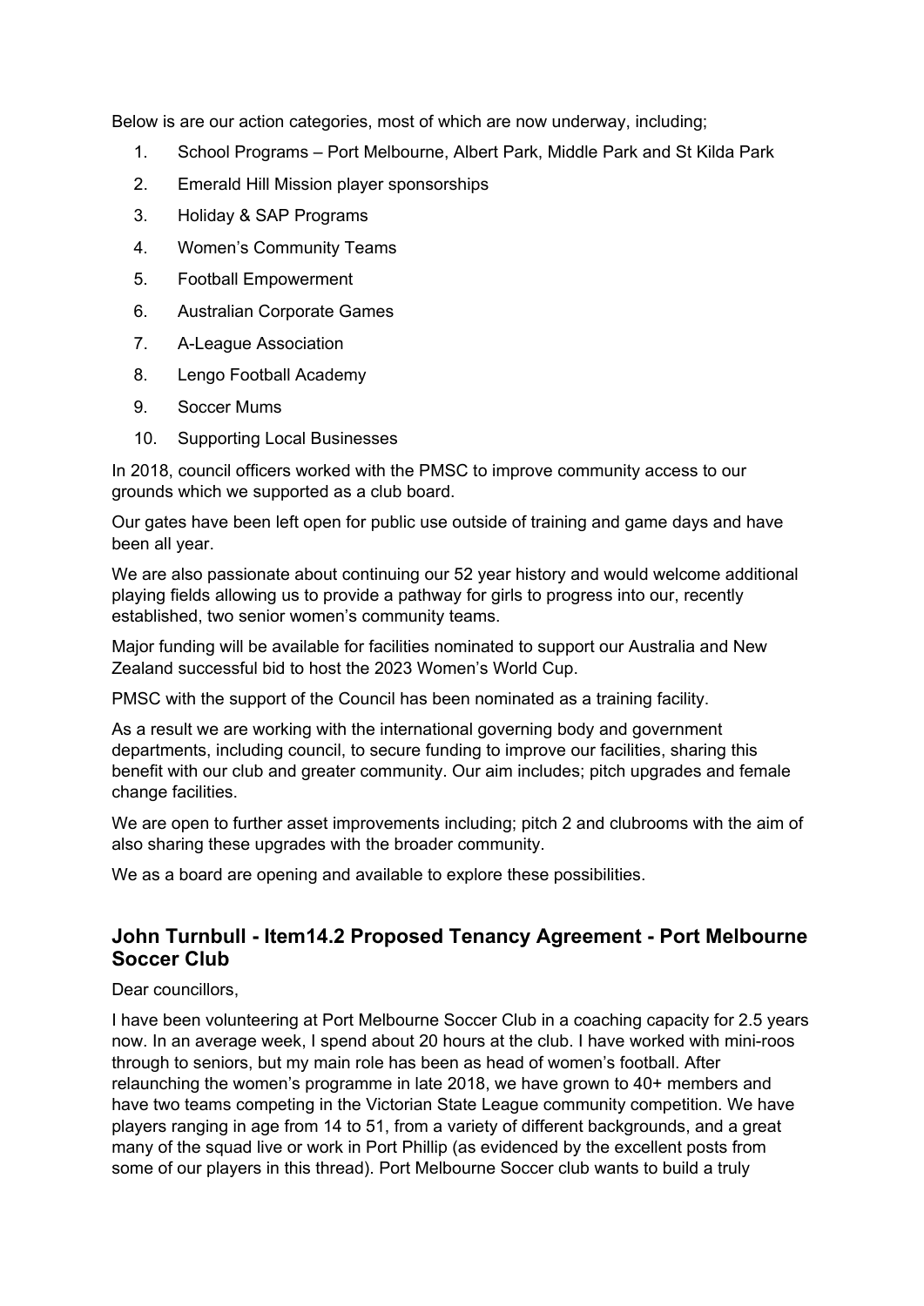Below is are our action categories, most of which are now underway, including;

1. School Programs – Port Melbourne, Albert Park, Middle Park and St Kilda Park
2. Emerald Hill Mission player sponsorships
3. Holiday & SAP Programs
4. Women's Community Teams
5. Football Empowerment
6. Australian Corporate Games
7. A-League Association
8. Lengo Football Academy
9. Soccer Mums
10. Supporting Local Businesses

In 2018, council officers worked with the PMSC to improve community access to our grounds which we supported as a club board.

Our gates have been left open for public use outside of training and game days and have been all year.

We are also passionate about continuing our 52 year history and would welcome additional playing fields allowing us to provide a pathway for girls to progress into our, recently established, two senior women's community teams.

Major funding will be available for facilities nominated to support our Australia and New Zealand successful bid to host the 2023 Women's World Cup.

PMSC with the support of the Council has been nominated as a training facility.

As a result we are working with the international governing body and government departments, including council, to secure funding to improve our facilities, sharing this benefit with our club and greater community. Our aim includes; pitch upgrades and female change facilities.

We are open to further asset improvements including; pitch 2 and clubrooms with the aim of also sharing these upgrades with the broader community.

We as a board are opening and available to explore these possibilities.

## John Turnbull - Item14.2 Proposed Tenancy Agreement - Port Melbourne Soccer Club

Dear councillors,

I have been volunteering at Port Melbourne Soccer Club in a coaching capacity for 2.5 years now. In an average week, I spend about 20 hours at the club. I have worked with mini-roos through to seniors, but my main role has been as head of women's football. After relaunching the women's programme in late 2018, we have grown to 40+ members and have two teams competing in the Victorian State League community competition. We have players ranging in age from 14 to 51, from a variety of different backgrounds, and a great many of the squad live or work in Port Phillip (as evidenced by the excellent posts from some of our players in this thread). Port Melbourne Soccer club wants to build a truly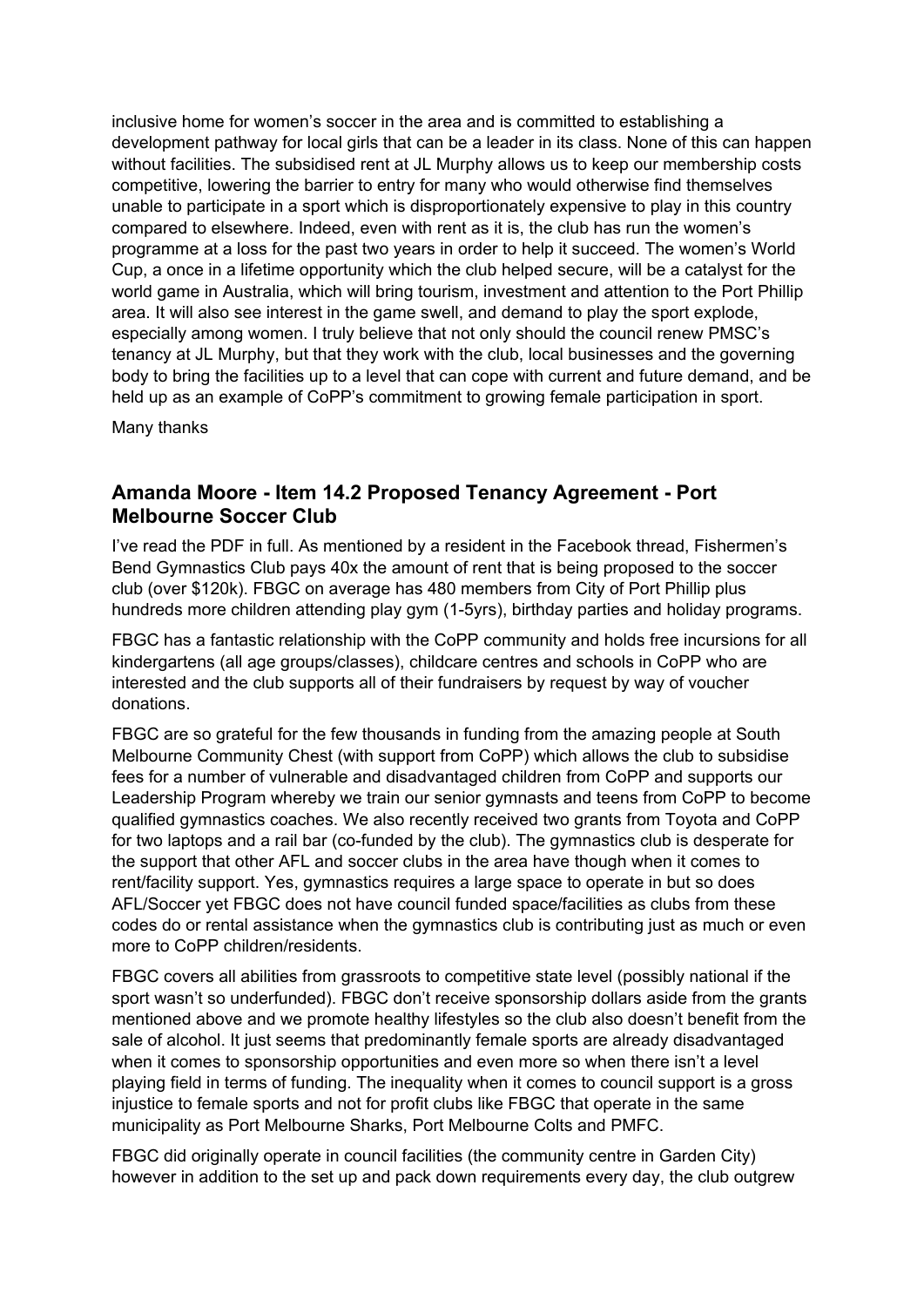inclusive home for women's soccer in the area and is committed to establishing a development pathway for local girls that can be a leader in its class. None of this can happen without facilities. The subsidised rent at JL Murphy allows us to keep our membership costs competitive, lowering the barrier to entry for many who would otherwise find themselves unable to participate in a sport which is disproportionately expensive to play in this country compared to elsewhere. Indeed, even with rent as it is, the club has run the women's programme at a loss for the past two years in order to help it succeed. The women's World Cup, a once in a lifetime opportunity which the club helped secure, will be a catalyst for the world game in Australia, which will bring tourism, investment and attention to the Port Phillip area. It will also see interest in the game swell, and demand to play the sport explode, especially among women. I truly believe that not only should the council renew PMSC's tenancy at JL Murphy, but that they work with the club, local businesses and the governing body to bring the facilities up to a level that can cope with current and future demand, and be held up as an example of CoPP's commitment to growing female participation in sport.

Many thanks

## Amanda Moore - Item 14.2 Proposed Tenancy Agreement - Port Melbourne Soccer Club

I've read the PDF in full. As mentioned by a resident in the Facebook thread, Fishermen's Bend Gymnastics Club pays 40x the amount of rent that is being proposed to the soccer club (over $120k). FBGC on average has 480 members from City of Port Phillip plus hundreds more children attending play gym (1-5yrs), birthday parties and holiday programs.

FBGC has a fantastic relationship with the CoPP community and holds free incursions for all kindergartens (all age groups/classes), childcare centres and schools in CoPP who are interested and the club supports all of their fundraisers by request by way of voucher donations.

FBGC are so grateful for the few thousands in funding from the amazing people at South Melbourne Community Chest (with support from CoPP) which allows the club to subsidise fees for a number of vulnerable and disadvantaged children from CoPP and supports our Leadership Program whereby we train our senior gymnasts and teens from CoPP to become qualified gymnastics coaches. We also recently received two grants from Toyota and CoPP for two laptops and a rail bar (co-funded by the club). The gymnastics club is desperate for the support that other AFL and soccer clubs in the area have though when it comes to rent/facility support. Yes, gymnastics requires a large space to operate in but so does AFL/Soccer yet FBGC does not have council funded space/facilities as clubs from these codes do or rental assistance when the gymnastics club is contributing just as much or even more to CoPP children/residents.

FBGC covers all abilities from grassroots to competitive state level (possibly national if the sport wasn't so underfunded). FBGC don't receive sponsorship dollars aside from the grants mentioned above and we promote healthy lifestyles so the club also doesn't benefit from the sale of alcohol. It just seems that predominantly female sports are already disadvantaged when it comes to sponsorship opportunities and even more so when there isn't a level playing field in terms of funding. The inequality when it comes to council support is a gross injustice to female sports and not for profit clubs like FBGC that operate in the same municipality as Port Melbourne Sharks, Port Melbourne Colts and PMFC.

FBGC did originally operate in council facilities (the community centre in Garden City) however in addition to the set up and pack down requirements every day, the club outgrew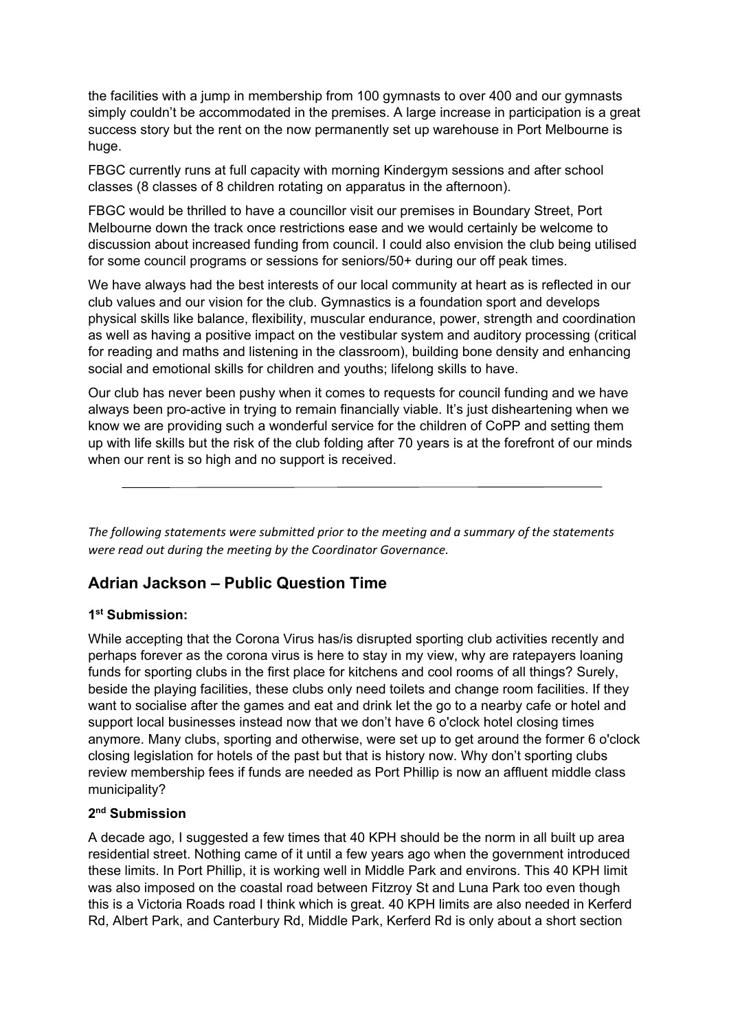the facilities with a jump in membership from 100 gymnasts to over 400 and our gymnasts simply couldn't be accommodated in the premises. A large increase in participation is a great success story but the rent on the now permanently set up warehouse in Port Melbourne is huge.

FBGC currently runs at full capacity with morning Kindergym sessions and after school classes (8 classes of 8 children rotating on apparatus in the afternoon).

FBGC would be thrilled to have a councillor visit our premises in Boundary Street, Port Melbourne down the track once restrictions ease and we would certainly be welcome to discussion about increased funding from council. I could also envision the club being utilised for some council programs or sessions for seniors/50+ during our off peak times.

We have always had the best interests of our local community at heart as is reflected in our club values and our vision for the club. Gymnastics is a foundation sport and develops physical skills like balance, flexibility, muscular endurance, power, strength and coordination as well as having a positive impact on the vestibular system and auditory processing (critical for reading and maths and listening in the classroom), building bone density and enhancing social and emotional skills for children and youths; lifelong skills to have.

Our club has never been pushy when it comes to requests for council funding and we have always been pro-active in trying to remain financially viable. It's just disheartening when we know we are providing such a wonderful service for the children of CoPP and setting them up with life skills but the risk of the club folding after 70 years is at the forefront of our minds when our rent is so high and no support is received.

---

*The following statements were submitted prior to the meeting and a summary of the statements were read out during the meeting by the Coordinator Governance.*

## Adrian Jackson – Public Question Time

### 1st Submission:

While accepting that the Corona Virus has/is disrupted sporting club activities recently and perhaps forever as the corona virus is here to stay in my view, why are ratepayers loaning funds for sporting clubs in the first place for kitchens and cool rooms of all things? Surely, beside the playing facilities, these clubs only need toilets and change room facilities. If they want to socialise after the games and eat and drink let the go to a nearby cafe or hotel and support local businesses instead now that we don't have 6 o'clock hotel closing times anymore. Many clubs, sporting and otherwise, were set up to get around the former 6 o'clock closing legislation for hotels of the past but that is history now. Why don't sporting clubs review membership fees if funds are needed as Port Phillip is now an affluent middle class municipality?

### 2nd Submission

A decade ago, I suggested a few times that 40 KPH should be the norm in all built up area residential street. Nothing came of it until a few years ago when the government introduced these limits. In Port Phillip, it is working well in Middle Park and environs. This 40 KPH limit was also imposed on the coastal road between Fitzroy St and Luna Park too even though this is a Victoria Roads road I think which is great. 40 KPH limits are also needed in Kerferd Rd, Albert Park, and Canterbury Rd, Middle Park, Kerferd Rd is only about a short section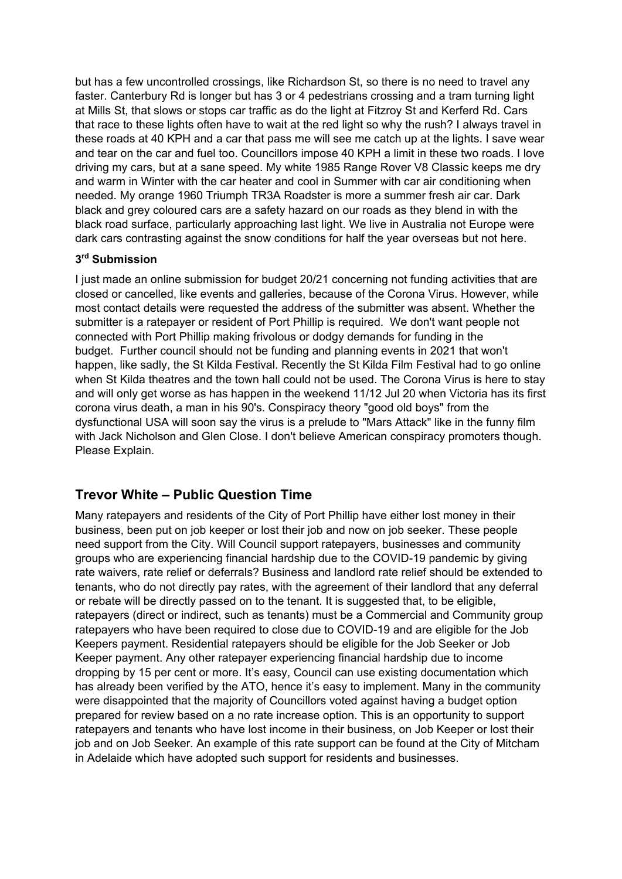but has a few uncontrolled crossings, like Richardson St, so there is no need to travel any faster. Canterbury Rd is longer but has 3 or 4 pedestrians crossing and a tram turning light at Mills St, that slows or stops car traffic as do the light at Fitzroy St and Kerferd Rd. Cars that race to these lights often have to wait at the red light so why the rush? I always travel in these roads at 40 KPH and a car that pass me will see me catch up at the lights. I save wear and tear on the car and fuel too. Councillors impose 40 KPH a limit in these two roads. I love driving my cars, but at a sane speed. My white 1985 Range Rover V8 Classic keeps me dry and warm in Winter with the car heater and cool in Summer with car air conditioning when needed. My orange 1960 Triumph TR3A Roadster is more a summer fresh air car. Dark black and grey coloured cars are a safety hazard on our roads as they blend in with the black road surface, particularly approaching last light. We live in Australia not Europe were dark cars contrasting against the snow conditions for half the year overseas but not here.

#### 3rd Submission

I just made an online submission for budget 20/21 concerning not funding activities that are closed or cancelled, like events and galleries, because of the Corona Virus. However, while most contact details were requested the address of the submitter was absent. Whether the submitter is a ratepayer or resident of Port Phillip is required. We don't want people not connected with Port Phillip making frivolous or dodgy demands for funding in the budget. Further council should not be funding and planning events in 2021 that won't happen, like sadly, the St Kilda Festival. Recently the St Kilda Film Festival had to go online when St Kilda theatres and the town hall could not be used. The Corona Virus is here to stay and will only get worse as has happen in the weekend 11/12 Jul 20 when Victoria has its first corona virus death, a man in his 90's. Conspiracy theory "good old boys" from the dysfunctional USA will soon say the virus is a prelude to "Mars Attack" like in the funny film with Jack Nicholson and Glen Close. I don't believe American conspiracy promoters though. Please Explain.

## Trevor White – Public Question Time

Many ratepayers and residents of the City of Port Phillip have either lost money in their business, been put on job keeper or lost their job and now on job seeker. These people need support from the City. Will Council support ratepayers, businesses and community groups who are experiencing financial hardship due to the COVID-19 pandemic by giving rate waivers, rate relief or deferrals? Business and landlord rate relief should be extended to tenants, who do not directly pay rates, with the agreement of their landlord that any deferral or rebate will be directly passed on to the tenant. It is suggested that, to be eligible, ratepayers (direct or indirect, such as tenants) must be a Commercial and Community group ratepayers who have been required to close due to COVID-19 and are eligible for the Job Keepers payment. Residential ratepayers should be eligible for the Job Seeker or Job Keeper payment. Any other ratepayer experiencing financial hardship due to income dropping by 15 per cent or more. It's easy, Council can use existing documentation which has already been verified by the ATO, hence it's easy to implement. Many in the community were disappointed that the majority of Councillors voted against having a budget option prepared for review based on a no rate increase option. This is an opportunity to support ratepayers and tenants who have lost income in their business, on Job Keeper or lost their job and on Job Seeker. An example of this rate support can be found at the City of Mitcham in Adelaide which have adopted such support for residents and businesses.